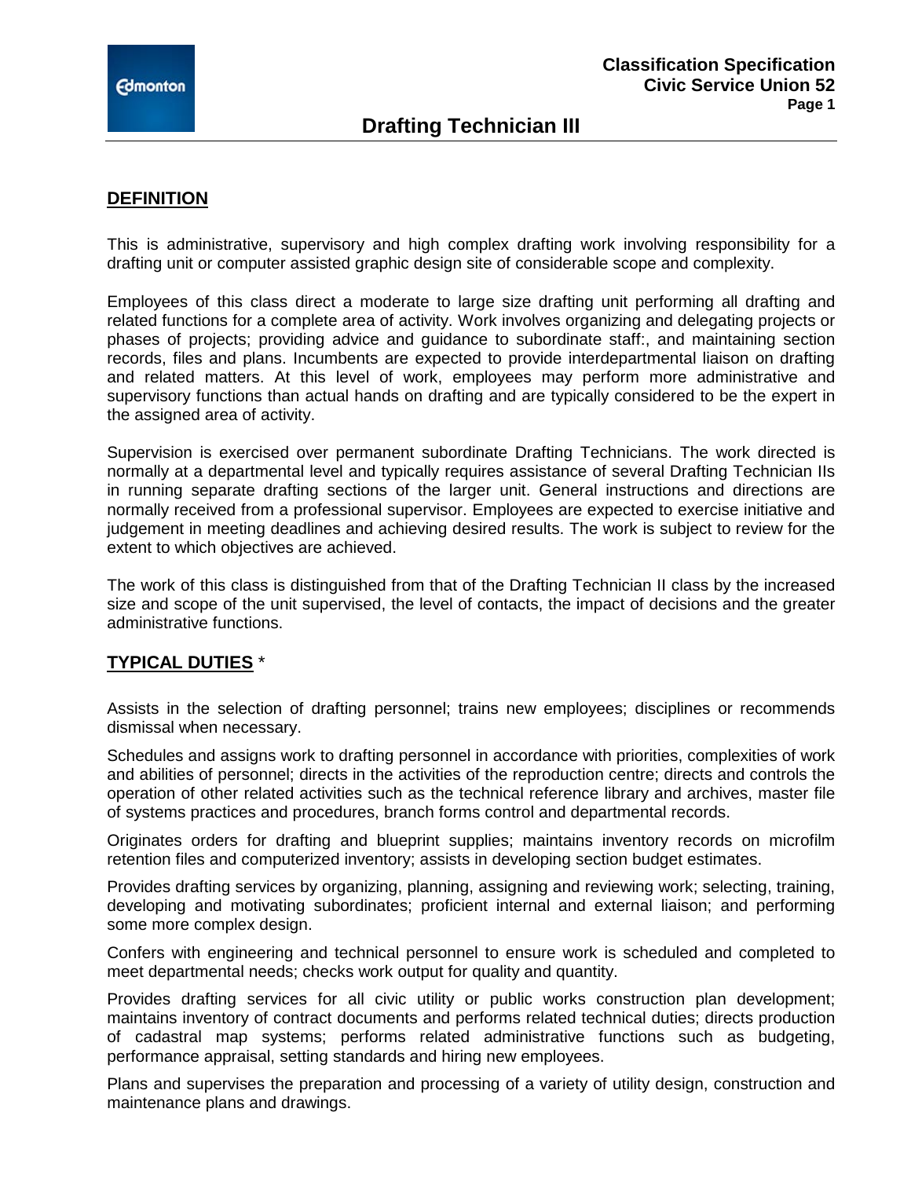# Drafting Technician III

**Classification Specification**
**Civic Service Union 52**

## DEFINITION

This is administrative, supervisory and high complex drafting work involving responsibility for a drafting unit or computer assisted graphic design site of considerable scope and complexity.

Employees of this class direct a moderate to large size drafting unit performing all drafting and related functions for a complete area of activity. Work involves organizing and delegating projects or phases of projects; providing advice and guidance to subordinate staff:, and maintaining section records, files and plans. Incumbents are expected to provide interdepartmental liaison on drafting and related matters. At this level of work, employees may perform more administrative and supervisory functions than actual hands on drafting and are typically considered to be the expert in the assigned area of activity.

Supervision is exercised over permanent subordinate Drafting Technicians. The work directed is normally at a departmental level and typically requires assistance of several Drafting Technician IIs in running separate drafting sections of the larger unit. General instructions and directions are normally received from a professional supervisor. Employees are expected to exercise initiative and judgement in meeting deadlines and achieving desired results. The work is subject to review for the extent to which objectives are achieved.

The work of this class is distinguished from that of the Drafting Technician II class by the increased size and scope of the unit supervised, the level of contacts, the impact of decisions and the greater administrative functions.

## TYPICAL DUTIES *

Assists in the selection of drafting personnel; trains new employees; disciplines or recommends dismissal when necessary.

Schedules and assigns work to drafting personnel in accordance with priorities, complexities of work and abilities of personnel; directs in the activities of the reproduction centre; directs and controls the operation of other related activities such as the technical reference library and archives, master file of systems practices and procedures, branch forms control and departmental records.

Originates orders for drafting and blueprint supplies; maintains inventory records on microfilm retention files and computerized inventory; assists in developing section budget estimates.

Provides drafting services by organizing, planning, assigning and reviewing work; selecting, training, developing and motivating subordinates; proficient internal and external liaison; and performing some more complex design.

Confers with engineering and technical personnel to ensure work is scheduled and completed to meet departmental needs; checks work output for quality and quantity.

Provides drafting services for all civic utility or public works construction plan development; maintains inventory of contract documents and performs related technical duties; directs production of cadastral map systems; performs related administrative functions such as budgeting, performance appraisal, setting standards and hiring new employees.

Plans and supervises the preparation and processing of a variety of utility design, construction and maintenance plans and drawings.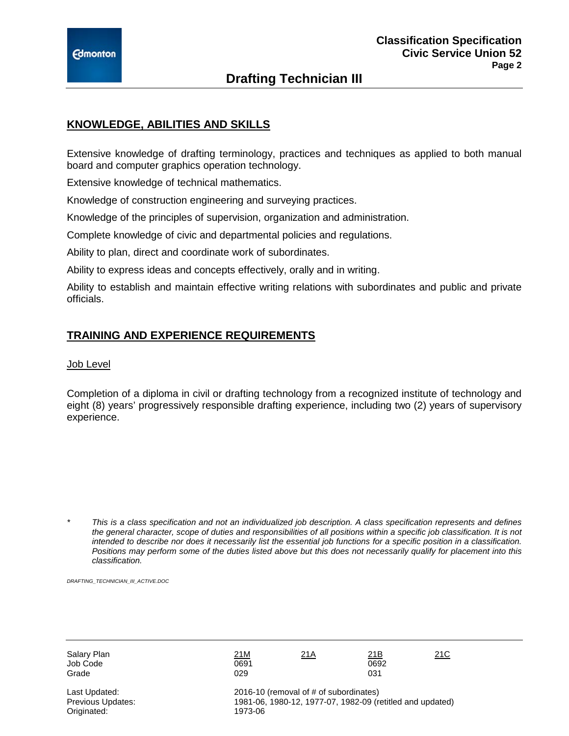## KNOWLEDGE, ABILITIES AND SKILLS

Extensive knowledge of drafting terminology, practices and techniques as applied to both manual board and computer graphics operation technology.

Extensive knowledge of technical mathematics.

Knowledge of construction engineering and surveying practices.

Knowledge of the principles of supervision, organization and administration.

Complete knowledge of civic and departmental policies and regulations.

Ability to plan, direct and coordinate work of subordinates.

Ability to express ideas and concepts effectively, orally and in writing.

Ability to establish and maintain effective writing relations with subordinates and public and private officials.

## TRAINING AND EXPERIENCE REQUIREMENTS

Job Level

Completion of a diploma in civil or drafting technology from a recognized institute of technology and eight (8) years' progressively responsible drafting experience, including two (2) years of supervisory experience.

\* *This is a class specification and not an individualized job description. A class specification represents and defines the general character, scope of duties and responsibilities of all positions within a specific job classification. It is not intended to describe nor does it necessarily list the essential job functions for a specific position in a classification. Positions may perform some of the duties listed above but this does not necessarily qualify for placement into this classification.*

*DRAFTING_TECHNICIAN_III_ACTIVE.DOC*

| | | | | |
|---|---|---|---|---|
| Salary Plan | 21M | 21A | 21B | 21C |
| Job Code | 0691 | | 0692 | |
| Grade | 029 | | 031 | |

Last Updated: 2016-10 (removal of # of subordinates)
Previous Updates: 1981-06, 1980-12, 1977-07, 1982-09 (retitled and updated)
Originated: 1973-06